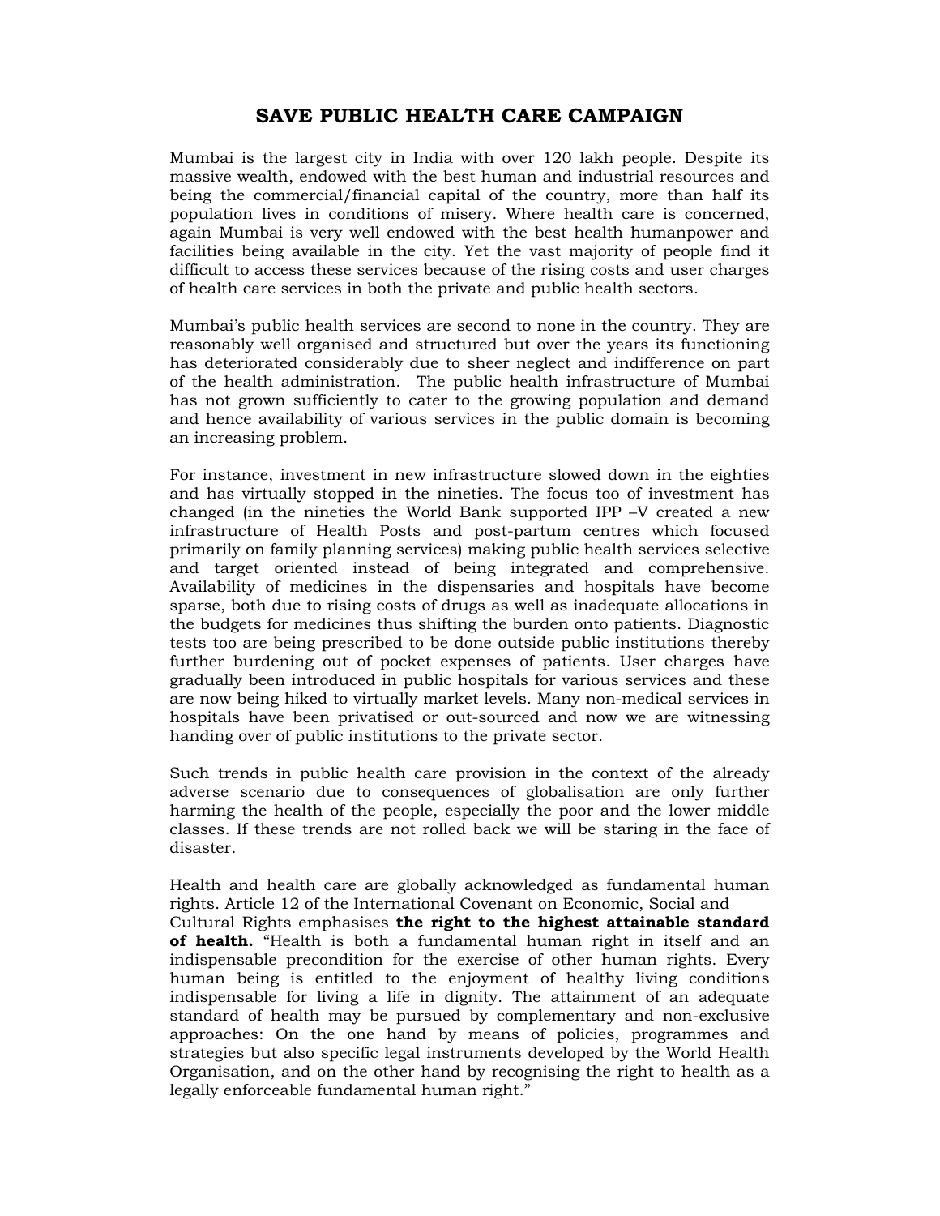# SAVE PUBLIC HEALTH CARE CAMPAIGN

Mumbai is the largest city in India with over 120 lakh people. Despite its massive wealth, endowed with the best human and industrial resources and being the commercial/financial capital of the country, more than half its population lives in conditions of misery. Where health care is concerned, again Mumbai is very well endowed with the best health humanpower and facilities being available in the city. Yet the vast majority of people find it difficult to access these services because of the rising costs and user charges of health care services in both the private and public health sectors.

Mumbai's public health services are second to none in the country. They are reasonably well organised and structured but over the years its functioning has deteriorated considerably due to sheer neglect and indifference on part of the health administration. The public health infrastructure of Mumbai has not grown sufficiently to cater to the growing population and demand and hence availability of various services in the public domain is becoming an increasing problem.

For instance, investment in new infrastructure slowed down in the eighties and has virtually stopped in the nineties. The focus too of investment has changed (in the nineties the World Bank supported IPP –V created a new infrastructure of Health Posts and post-partum centres which focused primarily on family planning services) making public health services selective and target oriented instead of being integrated and comprehensive. Availability of medicines in the dispensaries and hospitals have become sparse, both due to rising costs of drugs as well as inadequate allocations in the budgets for medicines thus shifting the burden onto patients. Diagnostic tests too are being prescribed to be done outside public institutions thereby further burdening out of pocket expenses of patients. User charges have gradually been introduced in public hospitals for various services and these are now being hiked to virtually market levels. Many non-medical services in hospitals have been privatised or out-sourced and now we are witnessing handing over of public institutions to the private sector.

Such trends in public health care provision in the context of the already adverse scenario due to consequences of globalisation are only further harming the health of the people, especially the poor and the lower middle classes. If these trends are not rolled back we will be staring in the face of disaster.

Health and health care are globally acknowledged as fundamental human rights. Article 12 of the International Covenant on Economic, Social and Cultural Rights emphasises **the right to the highest attainable standard of health.** "Health is both a fundamental human right in itself and an indispensable precondition for the exercise of other human rights. Every human being is entitled to the enjoyment of healthy living conditions indispensable for living a life in dignity. The attainment of an adequate standard of health may be pursued by complementary and non-exclusive approaches: On the one hand by means of policies, programmes and strategies but also specific legal instruments developed by the World Health Organisation, and on the other hand by recognising the right to health as a legally enforceable fundamental human right."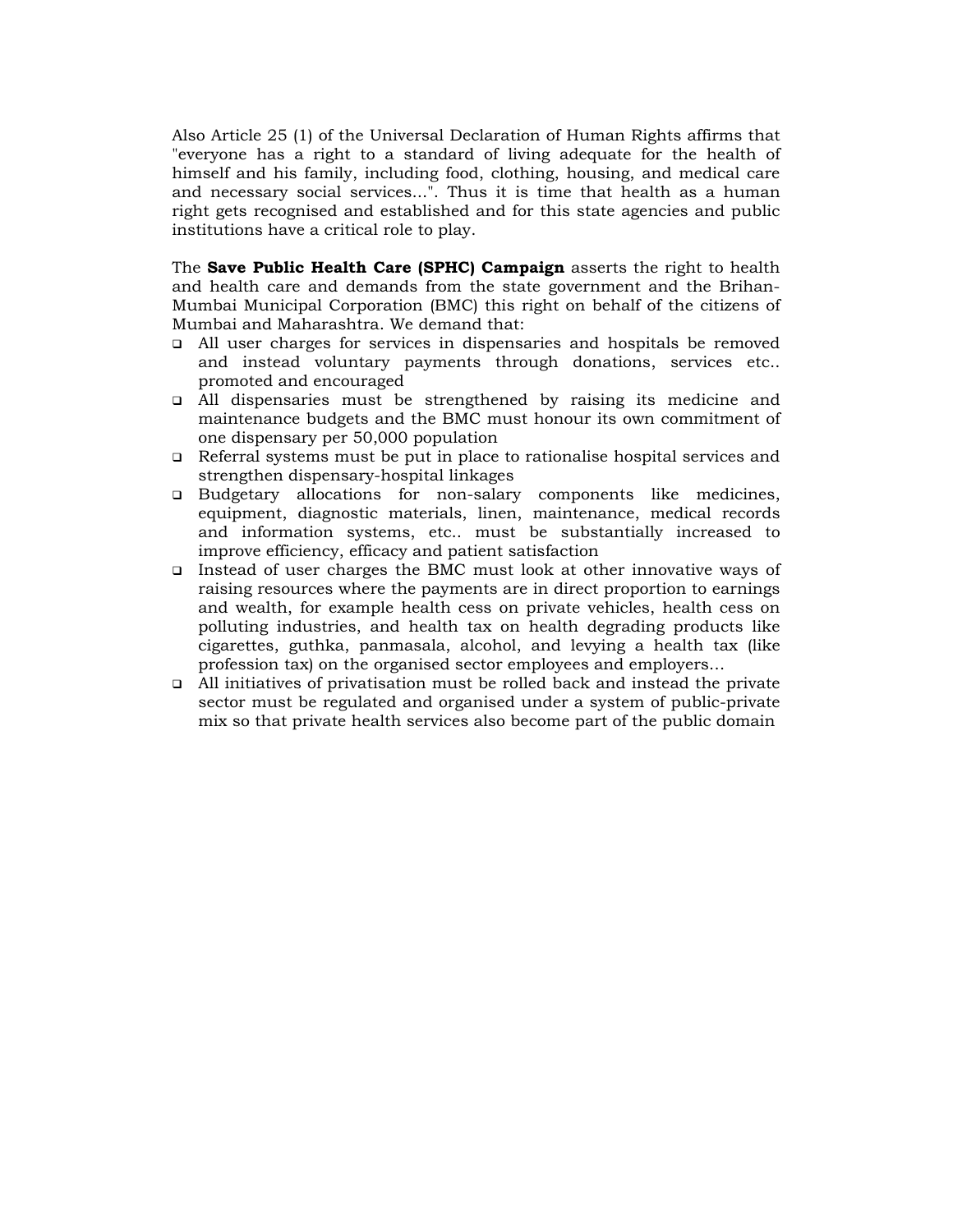Also Article 25 (1) of the Universal Declaration of Human Rights affirms that "everyone has a right to a standard of living adequate for the health of himself and his family, including food, clothing, housing, and medical care and necessary social services...". Thus it is time that health as a human right gets recognised and established and for this state agencies and public institutions have a critical role to play.

The **Save Public Health Care (SPHC) Campaign** asserts the right to health and health care and demands from the state government and the Brihan-Mumbai Municipal Corporation (BMC) this right on behalf of the citizens of Mumbai and Maharashtra. We demand that:

- All user charges for services in dispensaries and hospitals be removed and instead voluntary payments through donations, services etc.. promoted and encouraged
- All dispensaries must be strengthened by raising its medicine and maintenance budgets and the BMC must honour its own commitment of one dispensary per 50,000 population
- Referral systems must be put in place to rationalise hospital services and strengthen dispensary-hospital linkages
- Budgetary allocations for non-salary components like medicines, equipment, diagnostic materials, linen, maintenance, medical records and information systems, etc.. must be substantially increased to improve efficiency, efficacy and patient satisfaction
- Instead of user charges the BMC must look at other innovative ways of raising resources where the payments are in direct proportion to earnings and wealth, for example health cess on private vehicles, health cess on polluting industries, and health tax on health degrading products like cigarettes, guthka, panmasala, alcohol, and levying a health tax (like profession tax) on the organised sector employees and employers…
- All initiatives of privatisation must be rolled back and instead the private sector must be regulated and organised under a system of public-private mix so that private health services also become part of the public domain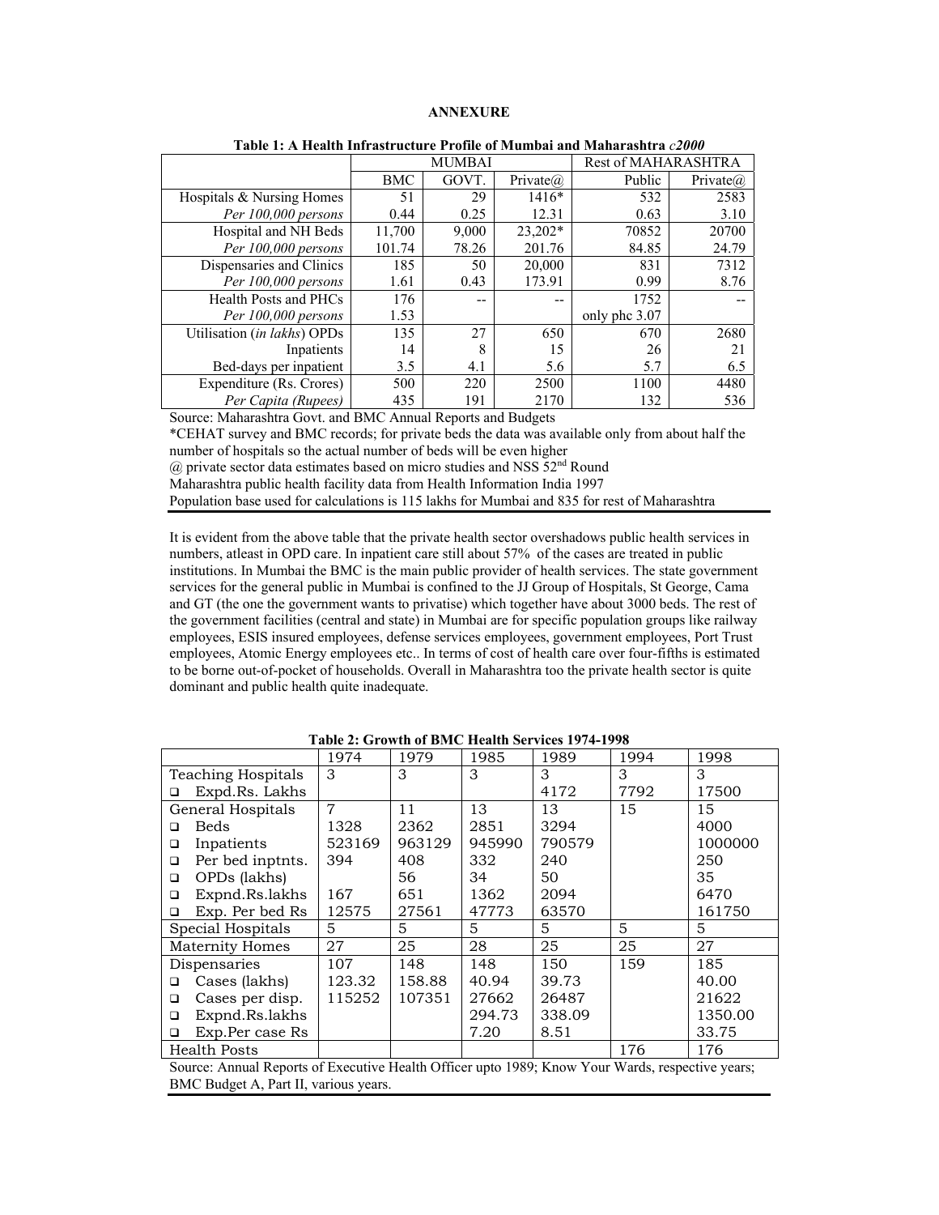**ANNEXURE**

**Table 1: A Health Infrastructure Profile of Mumbai and Maharashtra *c2000***

| | MUMBAI | | | Rest of MAHARASHTRA | |
|---|---|---|---|---|---|
| | BMC | GOVT. | Private@ | Public | Private@ |
| Hospitals & Nursing Homes | 51 | 29 | 1416* | 532 | 2583 |
| *Per 100,000 persons* | 0.44 | 0.25 | 12.31 | 0.63 | 3.10 |
| Hospital and NH Beds | 11,700 | 9,000 | 23,202* | 70852 | 20700 |
| *Per 100,000 persons* | 101.74 | 78.26 | 201.76 | 84.85 | 24.79 |
| Dispensaries and Clinics | 185 | 50 | 20,000 | 831 | 7312 |
| *Per 100,000 persons* | 1.61 | 0.43 | 173.91 | 0.99 | 8.76 |
| Health Posts and PHCs | 176 | -- | -- | 1752 | -- |
| *Per 100,000 persons* | 1.53 | | | only phc 3.07 | |
| Utilisation (*in lakhs*) OPDs | 135 | 27 | 650 | 670 | 2680 |
| Inpatients | 14 | 8 | 15 | 26 | 21 |
| Bed-days per inpatient | 3.5 | 4.1 | 5.6 | 5.7 | 6.5 |
| Expenditure (Rs. Crores) | 500 | 220 | 2500 | 1100 | 4480 |
| *Per Capita (Rupees)* | 435 | 191 | 2170 | 132 | 536 |

Source: Maharashtra Govt. and BMC Annual Reports and Budgets

*CEHAT survey and BMC records; for private beds the data was available only from about half the number of hospitals so the actual number of beds will be even higher

@ private sector data estimates based on micro studies and NSS 52nd Round

Maharashtra public health facility data from Health Information India 1997

Population base used for calculations is 115 lakhs for Mumbai and 835 for rest of Maharashtra

It is evident from the above table that the private health sector overshadows public health services in numbers, atleast in OPD care. In inpatient care still about 57% of the cases are treated in public institutions. In Mumbai the BMC is the main public provider of health services. The state government services for the general public in Mumbai is confined to the JJ Group of Hospitals, St George, Cama and GT (the one the government wants to privatise) which together have about 3000 beds. The rest of the government facilities (central and state) in Mumbai are for specific population groups like railway employees, ESIS insured employees, defense services employees, government employees, Port Trust employees, Atomic Energy employees etc.. In terms of cost of health care over four-fifths is estimated to be borne out-of-pocket of households. Overall in Maharashtra too the private health sector is quite dominant and public health quite inadequate.

**Table 2: Growth of BMC Health Services 1974-1998**

| | 1974 | 1979 | 1985 | 1989 | 1994 | 1998 |
|---|---|---|---|---|---|---|
| Teaching Hospitals | 3 | 3 | 3 | 3 | 3 | 3 |
| ❑ Expd.Rs. Lakhs | | | | 4172 | 7792 | 17500 |
| General Hospitals | 7 | 11 | 13 | 13 | 15 | 15 |
| ❑ Beds | 1328 | 2362 | 2851 | 3294 | | 4000 |
| ❑ Inpatients | 523169 | 963129 | 945990 | 790579 | | 1000000 |
| ❑ Per bed inptnts. | 394 | 408 | 332 | 240 | | 250 |
| ❑ OPDs (lakhs) | | 56 | 34 | 50 | | 35 |
| ❑ Expnd.Rs.lakhs | 167 | 651 | 1362 | 2094 | | 6470 |
| ❑ Exp. Per bed Rs | 12575 | 27561 | 47773 | 63570 | | 161750 |
| Special Hospitals | 5 | 5 | 5 | 5 | 5 | 5 |
| Maternity Homes | 27 | 25 | 28 | 25 | 25 | 27 |
| Dispensaries | 107 | 148 | 148 | 150 | 159 | 185 |
| ❑ Cases (lakhs) | 123.32 | 158.88 | 40.94 | 39.73 | | 40.00 |
| ❑ Cases per disp. | 115252 | 107351 | 27662 | 26487 | | 21622 |
| ❑ Expnd.Rs.lakhs | | | 294.73 | 338.09 | | 1350.00 |
| ❑ Exp.Per case Rs | | | 7.20 | 8.51 | | 33.75 |
| Health Posts | | | | | 176 | 176 |

Source: Annual Reports of Executive Health Officer upto 1989; Know Your Wards, respective years; BMC Budget A, Part II, various years.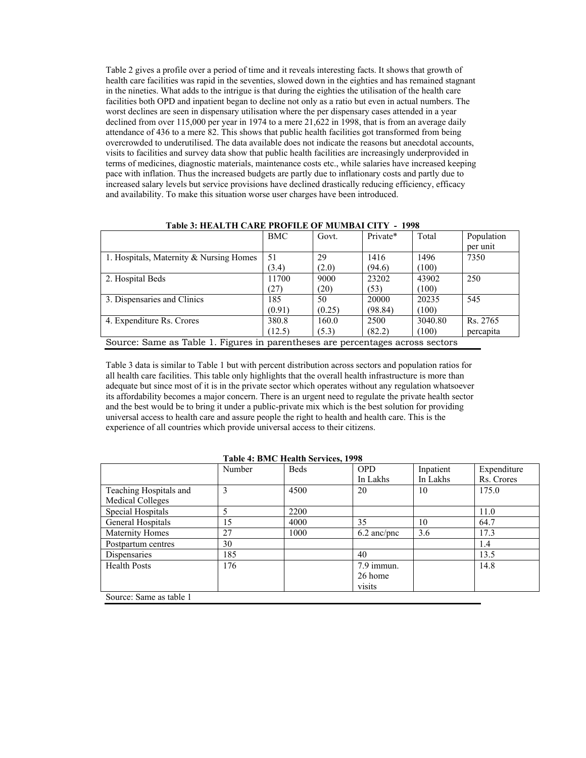Table 2 gives a profile over a period of time and it reveals interesting facts. It shows that growth of health care facilities was rapid in the seventies, slowed down in the eighties and has remained stagnant in the nineties. What adds to the intrigue is that during the eighties the utilisation of the health care facilities both OPD and inpatient began to decline not only as a ratio but even in actual numbers. The worst declines are seen in dispensary utilisation where the per dispensary cases attended in a year declined from over 115,000 per year in 1974 to a mere 21,622 in 1998, that is from an average daily attendance of 436 to a mere 82. This shows that public health facilities got transformed from being overcrowded to underutilised. The data available does not indicate the reasons but anecdotal accounts, visits to facilities and survey data show that public health facilities are increasingly underprovided in terms of medicines, diagnostic materials, maintenance costs etc., while salaries have increased keeping pace with inflation. Thus the increased budgets are partly due to inflationary costs and partly due to increased salary levels but service provisions have declined drastically reducing efficiency, efficacy and availability. To make this situation worse user charges have been introduced.

**Table 3: HEALTH CARE PROFILE OF MUMBAI CITY - 1998**

| | BMC | Govt. | Private* | Total | Population per unit |
|---|---|---|---|---|---|
| 1. Hospitals, Maternity & Nursing Homes | 51 (3.4) | 29 (2.0) | 1416 (94.6) | 1496 (100) | 7350 |
| 2. Hospital Beds | 11700 (27) | 9000 (20) | 23202 (53) | 43902 (100) | 250 |
| 3. Dispensaries and Clinics | 185 (0.91) | 50 (0.25) | 20000 (98.84) | 20235 (100) | 545 |
| 4. Expenditure Rs. Crores | 380.8 (12.5) | 160.0 (5.3) | 2500 (82.2) | 3040.80 (100) | Rs. 2765 percapita |

Source: Same as Table 1. Figures in parentheses are percentages across sectors

Table 3 data is similar to Table 1 but with percent distribution across sectors and population ratios for all health care facilities. This table only highlights that the overall health infrastructure is more than adequate but since most of it is in the private sector which operates without any regulation whatsoever its affordability becomes a major concern. There is an urgent need to regulate the private health sector and the best would be to bring it under a public-private mix which is the best solution for providing universal access to health care and assure people the right to health and health care. This is the experience of all countries which provide universal access to their citizens.

**Table 4: BMC Health Services, 1998**

| | Number | Beds | OPD In Lakhs | Inpatient In Lakhs | Expenditure Rs. Crores |
|---|---|---|---|---|---|
| Teaching Hospitals and Medical Colleges | 3 | 4500 | 20 | 10 | 175.0 |
| Special Hospitals | 5 | 2200 | | | 11.0 |
| General Hospitals | 15 | 4000 | 35 | 10 | 64.7 |
| Maternity Homes | 27 | 1000 | 6.2 anc/pnc | 3.6 | 17.3 |
| Postpartum centres | 30 | | | | 1.4 |
| Dispensaries | 185 | | 40 | | 13.5 |
| Health Posts | 176 | | 7.9 immun. 26 home visits | | 14.8 |

Source: Same as table 1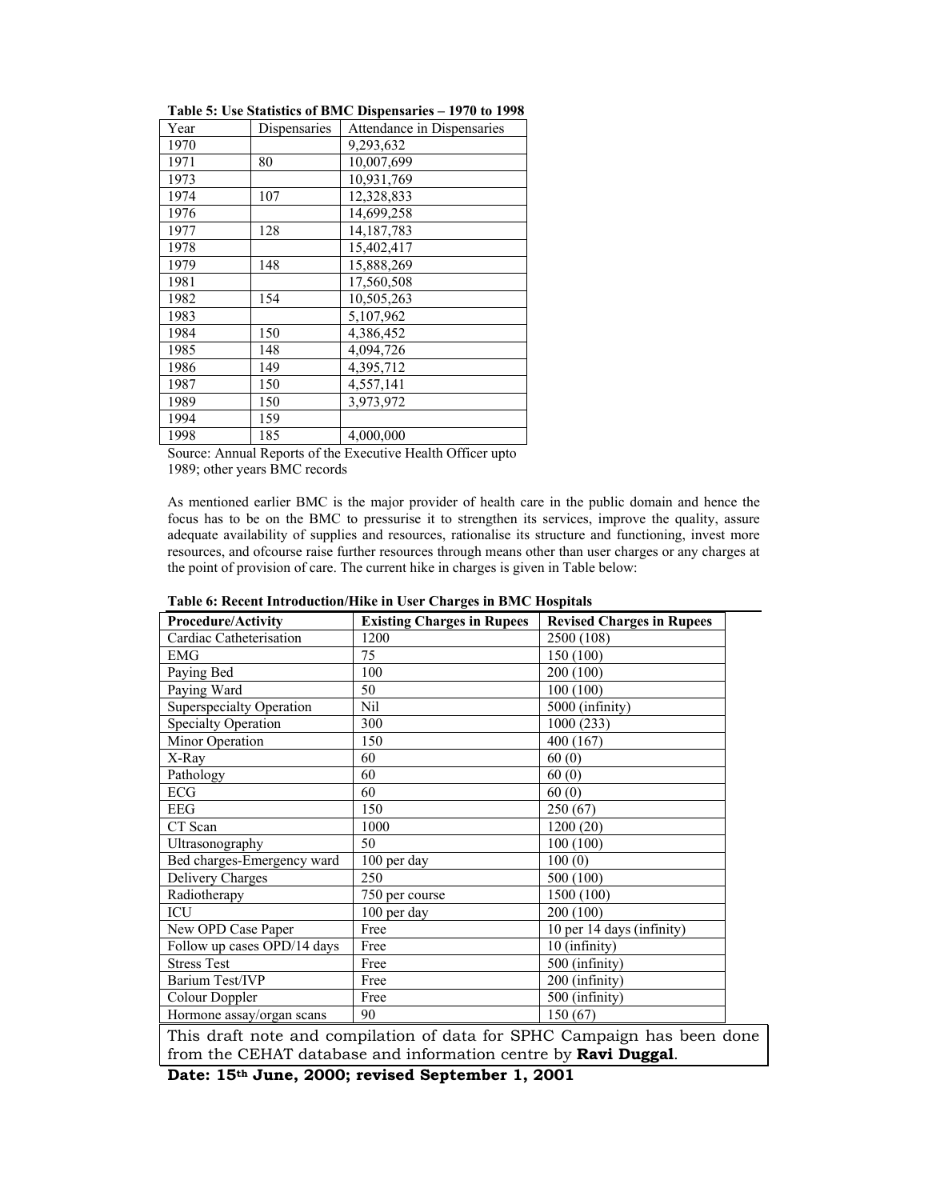**Table 5: Use Statistics of BMC Dispensaries – 1970 to 1998**

| Year | Dispensaries | Attendance in Dispensaries |
|---|---|---|
| 1970 | | 9,293,632 |
| 1971 | 80 | 10,007,699 |
| 1973 | | 10,931,769 |
| 1974 | 107 | 12,328,833 |
| 1976 | | 14,699,258 |
| 1977 | 128 | 14,187,783 |
| 1978 | | 15,402,417 |
| 1979 | 148 | 15,888,269 |
| 1981 | | 17,560,508 |
| 1982 | 154 | 10,505,263 |
| 1983 | | 5,107,962 |
| 1984 | 150 | 4,386,452 |
| 1985 | 148 | 4,094,726 |
| 1986 | 149 | 4,395,712 |
| 1987 | 150 | 4,557,141 |
| 1989 | 150 | 3,973,972 |
| 1994 | 159 | |
| 1998 | 185 | 4,000,000 |

Source: Annual Reports of the Executive Health Officer upto 1989; other years BMC records

As mentioned earlier BMC is the major provider of health care in the public domain and hence the focus has to be on the BMC to pressurise it to strengthen its services, improve the quality, assure adequate availability of supplies and resources, rationalise its structure and functioning, invest more resources, and ofcourse raise further resources through means other than user charges or any charges at the point of provision of care. The current hike in charges is given in Table below:

**Table 6: Recent Introduction/Hike in User Charges in BMC Hospitals**

| Procedure/Activity | Existing Charges in Rupees | Revised Charges in Rupees |
|---|---|---|
| Cardiac Catheterisation | 1200 | 2500 (108) |
| EMG | 75 | 150 (100) |
| Paying Bed | 100 | 200 (100) |
| Paying Ward | 50 | 100 (100) |
| Superspecialty Operation | Nil | 5000 (infinity) |
| Specialty Operation | 300 | 1000 (233) |
| Minor Operation | 150 | 400 (167) |
| X-Ray | 60 | 60 (0) |
| Pathology | 60 | 60 (0) |
| ECG | 60 | 60 (0) |
| EEG | 150 | 250 (67) |
| CT Scan | 1000 | 1200 (20) |
| Ultrasonography | 50 | 100 (100) |
| Bed charges-Emergency ward | 100 per day | 100 (0) |
| Delivery Charges | 250 | 500 (100) |
| Radiotherapy | 750 per course | 1500 (100) |
| ICU | 100 per day | 200 (100) |
| New OPD Case Paper | Free | 10 per 14 days (infinity) |
| Follow up cases OPD/14 days | Free | 10 (infinity) |
| Stress Test | Free | 500 (infinity) |
| Barium Test/IVP | Free | 200 (infinity) |
| Colour Doppler | Free | 500 (infinity) |
| Hormone assay/organ scans | 90 | 150 (67) |

This draft note and compilation of data for SPHC Campaign has been done from the CEHAT database and information centre by **Ravi Duggal**.

**Date: 15th June, 2000; revised September 1, 2001**